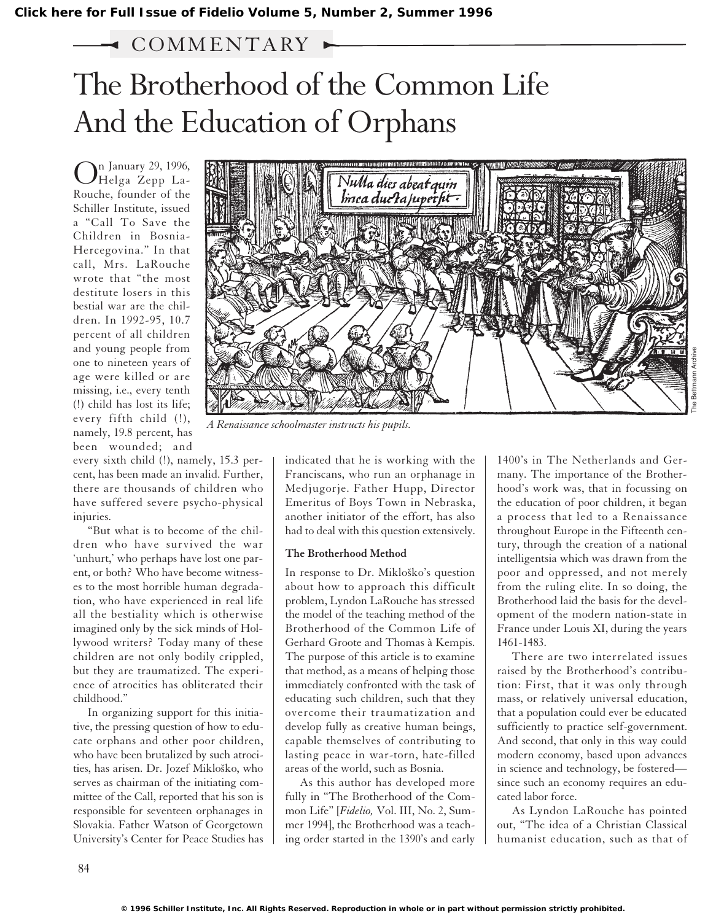COMMENTARY

# The Brotherhood of the Common Life And the Education of Orphans

On January 29, 1996, Helga Zepp LaRouche, founder of the Schiller Institute, issued a "Call To Save the Children in Bosnia-Hercegovina." In that call, Mrs. LaRouche wrote that "the most destitute losers in this bestial war are the children. In 1992-95, 10.7 percent of all children and young people from one to nineteen years of age were killed or are missing, i.e., every tenth (!) child has lost its life; every fifth child (!), namely, 19.8 percent, has been wounded; and every sixth child (!), namely, 15.3 percent, has been made an invalid. Further, there are thousands of children who have suffered severe psycho-physical injuries.

"But what is to become of the children who have survived the war 'unhurt,' who perhaps have lost one parent, or both? Who have become witnesses to the most horrible human degradation, who have experienced in real life all the bestiality which is otherwise imagined only by the sick minds of Hollywood writers? Today many of these children are not only bodily crippled, but they are traumatized. The experience of atrocities has obliterated their childhood."

In organizing support for this initiative, the pressing question of how to educate orphans and other poor children, who have been brutalized by such atrocities, has arisen. Dr. Jozef Mikloško, who serves as chairman of the initiating committee of the Call, reported that his son is responsible for seventeen orphanages in Slovakia. Father Watson of Georgetown University's Center for Peace Studies has indicated that he is working with the Franciscans, who run an orphanage in Medjugorje. Father Hupp, Director Emeritus of Boys Town in Nebraska, another initiator of the effort, has also had to deal with this question extensively.

A Renaissance schoolmaster instructs his pupils.

### The Brotherhood Method

In response to Dr. Mikloško's question about how to approach this difficult problem, Lyndon LaRouche has stressed the model of the teaching method of the Brotherhood of the Common Life of Gerhard Groote and Thomas à Kempis. The purpose of this article is to examine that method, as a means of helping those immediately confronted with the task of educating such children, such that they overcome their traumatization and develop fully as creative human beings, capable themselves of contributing to lasting peace in war-torn, hate-filled areas of the world, such as Bosnia.

As this author has developed more fully in "The Brotherhood of the Common Life" [*Fidelio,* Vol. III, No. 2, Summer 1994], the Brotherhood was a teaching order started in the 1390's and early 1400's in The Netherlands and Germany. The importance of the Brotherhood's work was, that in focussing on the education of poor children, it began a process that led to a Renaissance throughout Europe in the Fifteenth century, through the creation of a national intelligentsia which was drawn from the poor and oppressed, and not merely from the ruling elite. In so doing, the Brotherhood laid the basis for the development of the modern nation-state in France under Louis XI, during the years 1461-1483.

There are two interrelated issues raised by the Brotherhood's contribution: First, that it was only through mass, or relatively universal education, that a population could ever be educated sufficiently to practice self-government. And second, that only in this way could modern economy, based upon advances in science and technology, be fostered—since such an economy requires an educated labor force.

As Lyndon LaRouche has pointed out, "The idea of a Christian Classical humanist education, such as that of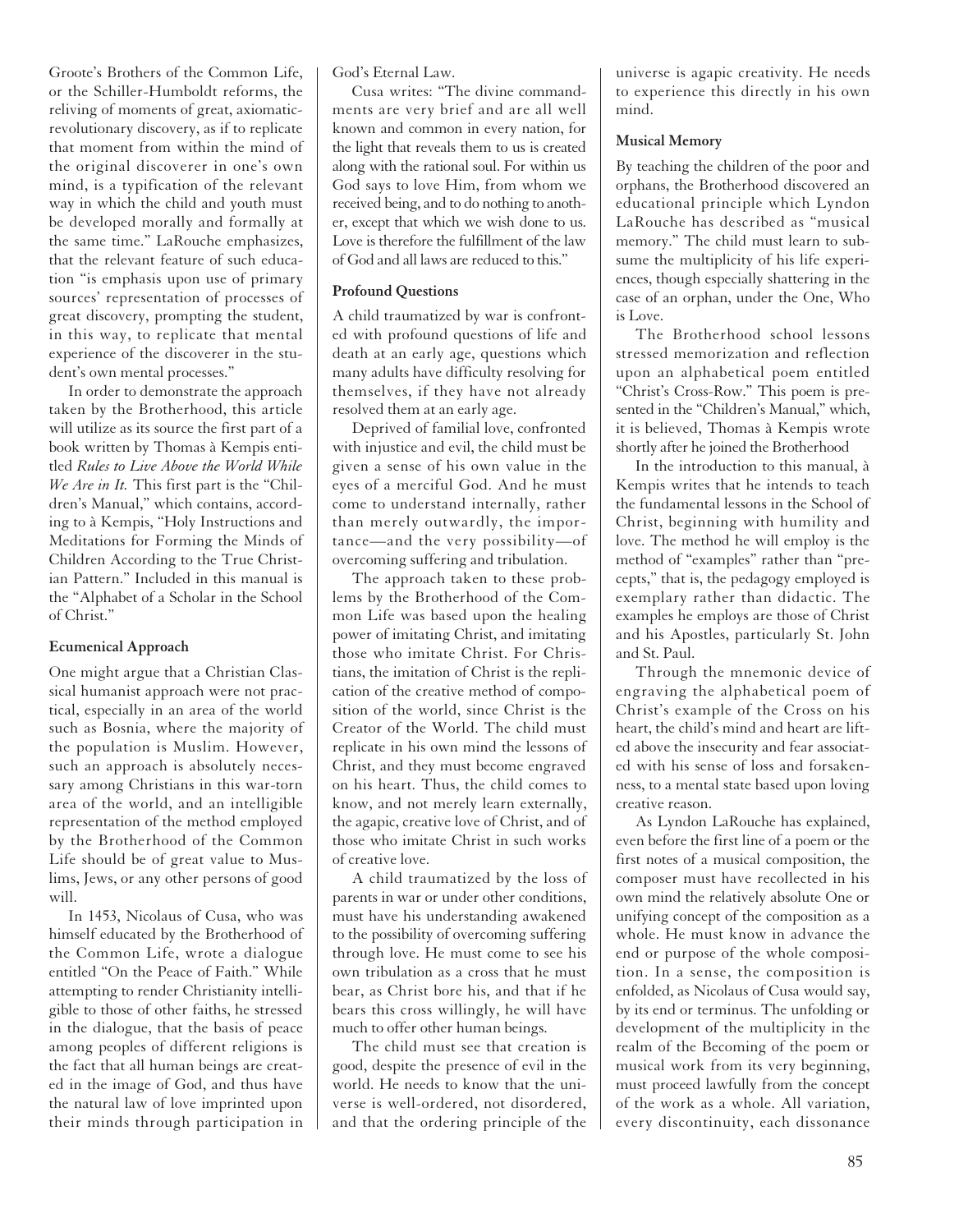Groote's Brothers of the Common Life, or the Schiller-Humboldt reforms, the reliving of moments of great, axiomatic-revolutionary discovery, as if to replicate that moment from within the mind of the original discoverer in one's own mind, is a typification of the relevant way in which the child and youth must be developed morally and formally at the same time." LaRouche emphasizes, that the relevant feature of such education "is emphasis upon use of primary sources' representation of processes of great discovery, prompting the student, in this way, to replicate that mental experience of the discoverer in the student's own mental processes."

In order to demonstrate the approach taken by the Brotherhood, this article will utilize as its source the first part of a book written by Thomas à Kempis entitled *Rules to Live Above the World While We Are in It.* This first part is the "Children's Manual," which contains, according to à Kempis, "Holy Instructions and Meditations for Forming the Minds of Children According to the True Christian Pattern." Included in this manual is the "Alphabet of a Scholar in the School of Christ."

**Ecumenical Approach**

One might argue that a Christian Classical humanist approach were not practical, especially in an area of the world such as Bosnia, where the majority of the population is Muslim. However, such an approach is absolutely necessary among Christians in this war-torn area of the world, and an intelligible representation of the method employed by the Brotherhood of the Common Life should be of great value to Muslims, Jews, or any other persons of good will.

In 1453, Nicolaus of Cusa, who was himself educated by the Brotherhood of the Common Life, wrote a dialogue entitled "On the Peace of Faith." While attempting to render Christianity intelligible to those of other faiths, he stressed in the dialogue, that the basis of peace among peoples of different religions is the fact that all human beings are created in the image of God, and thus have the natural law of love imprinted upon their minds through participation in God's Eternal Law.

Cusa writes: "The divine commandments are very brief and are all well known and common in every nation, for the light that reveals them to us is created along with the rational soul. For within us God says to love Him, from whom we received being, and to do nothing to another, except that which we wish done to us. Love is therefore the fulfillment of the law of God and all laws are reduced to this."

**Profound Questions**

A child traumatized by war is confronted with profound questions of life and death at an early age, questions which many adults have difficulty resolving for themselves, if they have not already resolved them at an early age.

Deprived of familial love, confronted with injustice and evil, the child must be given a sense of his own value in the eyes of a merciful God. And he must come to understand internally, rather than merely outwardly, the importance—and the very possibility—of overcoming suffering and tribulation.

The approach taken to these problems by the Brotherhood of the Common Life was based upon the healing power of imitating Christ, and imitating those who imitate Christ. For Christians, the imitation of Christ is the replication of the creative method of composition of the world, since Christ is the Creator of the World. The child must replicate in his own mind the lessons of Christ, and they must become engraved on his heart. Thus, the child comes to know, and not merely learn externally, the agapic, creative love of Christ, and of those who imitate Christ in such works of creative love.

A child traumatized by the loss of parents in war or under other conditions, must have his understanding awakened to the possibility of overcoming suffering through love. He must come to see his own tribulation as a cross that he must bear, as Christ bore his, and that if he bears this cross willingly, he will have much to offer other human beings.

The child must see that creation is good, despite the presence of evil in the world. He needs to know that the universe is well-ordered, not disordered, and that the ordering principle of the universe is agapic creativity. He needs to experience this directly in his own mind.

**Musical Memory**

By teaching the children of the poor and orphans, the Brotherhood discovered an educational principle which Lyndon LaRouche has described as "musical memory." The child must learn to subsume the multiplicity of his life experiences, though especially shattering in the case of an orphan, under the One, Who is Love.

The Brotherhood school lessons stressed memorization and reflection upon an alphabetical poem entitled "Christ's Cross-Row." This poem is presented in the "Children's Manual," which, it is believed, Thomas à Kempis wrote shortly after he joined the Brotherhood

In the introduction to this manual, à Kempis writes that he intends to teach the fundamental lessons in the School of Christ, beginning with humility and love. The method he will employ is the method of "examples" rather than "precepts," that is, the pedagogy employed is exemplary rather than didactic. The examples he employs are those of Christ and his Apostles, particularly St. John and St. Paul.

Through the mnemonic device of engraving the alphabetical poem of Christ's example of the Cross on his heart, the child's mind and heart are lifted above the insecurity and fear associated with his sense of loss and forsakenness, to a mental state based upon loving creative reason.

As Lyndon LaRouche has explained, even before the first line of a poem or the first notes of a musical composition, the composer must have recollected in his own mind the relatively absolute One or unifying concept of the composition as a whole. He must know in advance the end or purpose of the whole composition. In a sense, the composition is enfolded, as Nicolaus of Cusa would say, by its end or terminus. The unfolding or development of the multiplicity in the realm of the Becoming of the poem or musical work from its very beginning, must proceed lawfully from the concept of the work as a whole. All variation, every discontinuity, each dissonance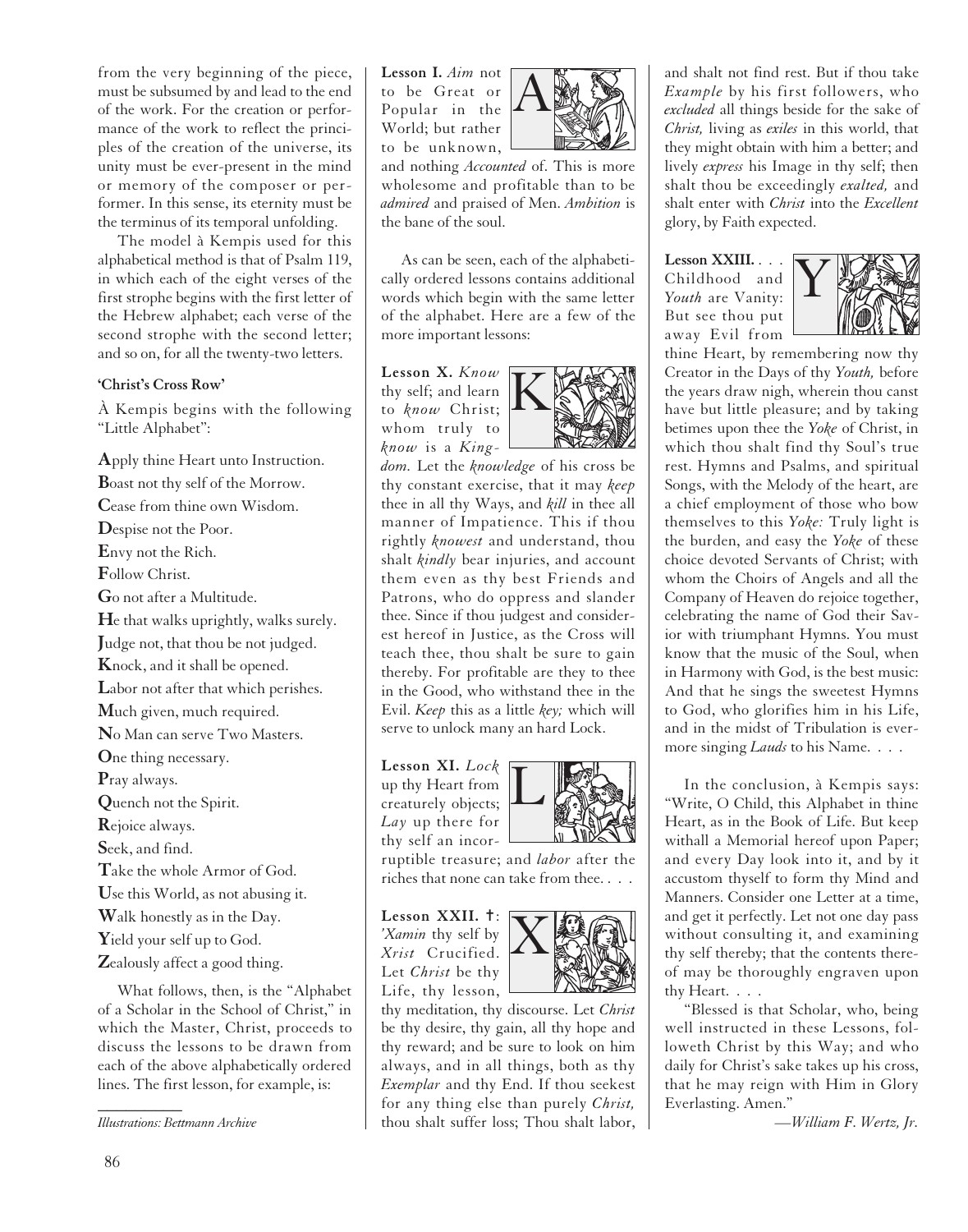from the very beginning of the piece, must be subsumed by and lead to the end of the work. For the creation or performance of the work to reflect the principles of the creation of the universe, its unity must be ever-present in the mind or memory of the composer or performer. In this sense, its eternity must be the terminus of its temporal unfolding.

The model à Kempis used for this alphabetical method is that of Psalm 119, in which each of the eight verses of the first strophe begins with the first letter of the Hebrew alphabet; each verse of the second strophe with the second letter; and so on, for all the twenty-two letters.

### 'Christ's Cross Row'

À Kempis begins with the following "Little Alphabet":

**A**pply thine Heart unto Instruction.
**B**oast not thy self of the Morrow.
**C**ease from thine own Wisdom.
**D**espise not the Poor.
**E**nvy not the Rich.
**F**ollow Christ.
**G**o not after a Multitude.
**H**e that walks uprightly, walks surely.
**J**udge not, that thou be not judged.
**K**nock, and it shall be opened.
**L**abor not after that which perishes.
**M**uch given, much required.
**N**o Man can serve Two Masters.
**O**ne thing necessary.
**P**ray always.
**Q**uench not the Spirit.
**R**ejoice always.
**S**eek, and find.
**T**ake the whole Armor of God.
**U**se this World, as not abusing it.
**W**alk honestly as in the Day.
**Y**ield your self up to God.
**Z**ealously affect a good thing.

What follows, then, is the "Alphabet of a Scholar in the School of Christ," in which the Master, Christ, proceeds to discuss the lessons to be drawn from each of the above alphabetically ordered lines. The first lesson, for example, is:

*Illustrations: Bettmann Archive*

**Lesson I.** *Aim* not to be Great or Popular in the World; but rather to be unknown, and nothing *Accounted* of. This is more wholesome and profitable than to be *admired* and praised of Men. *Ambition* is the bane of the soul.

As can be seen, each of the alphabetically ordered lessons contains additional words which begin with the same letter of the alphabet. Here are a few of the more important lessons:

**Lesson X.** *Know* thy self; and learn to *know* Christ; whom truly to *know* is a *Kingdom.* Let the *knowledge* of his cross be thy constant exercise, that it may *keep* thee in all thy Ways, and *kill* in thee all manner of Impatience. This if thou rightly *knowest* and understand, thou shalt *kindly* bear injuries, and account them even as thy best Friends and Patrons, who do oppress and slander thee. Since if thou judgest and considerest hereof in Justice, as the Cross will teach thee, thou shalt be sure to gain thereby. For profitable are they to thee in the Good, who withstand thee in the Evil. *Keep* this as a little *key;* which will serve to unlock many an hard Lock.

**Lesson XI.** *Lock* up thy Heart from creaturely objects; *Lay* up there for thy self an incorruptible treasure; and *labor* after the riches that none can take from thee. . . .

**Lesson XXII. †**: *'Xamin* thy self by *Xrist* Crucified. Let *Christ* be thy Life, thy lesson, thy meditation, thy discourse. Let *Christ* be thy desire, thy gain, all thy hope and thy reward; and be sure to look on him always, and in all things, both as thy *Exemplar* and thy End. If thou seekest for any thing else than purely *Christ,* thou shalt suffer loss; Thou shalt labor, and shalt not find rest. But if thou take *Example* by his first followers, who *excluded* all things beside for the sake of *Christ,* living as *exiles* in this world, that they might obtain with him a better; and lively *express* his Image in thy self; then shalt thou be exceedingly *exalted,* and shalt enter with *Christ* into the *Excellent* glory, by Faith expected.

**Lesson XXIII.** . . . Childhood and *Youth* are Vanity: But see thou put away Evil from thine Heart, by remembering now thy Creator in the Days of thy *Youth,* before the years draw nigh, wherein thou canst have but little pleasure; and by taking betimes upon thee the *Yoke* of Christ, in which thou shalt find thy Soul's true rest. Hymns and Psalms, and spiritual Songs, with the Melody of the heart, are a chief employment of those who bow themselves to this *Yoke:* Truly light is the burden, and easy the *Yoke* of these choice devoted Servants of Christ; with whom the Choirs of Angels and all the Company of Heaven do rejoice together, celebrating the name of God their Savior with triumphant Hymns. You must know that the music of the Soul, when in Harmony with God, is the best music: And that he sings the sweetest Hymns to God, who glorifies him in his Life, and in the midst of Tribulation is evermore singing *Lauds* to his Name. . . .

In the conclusion, à Kempis says: "Write, O Child, this Alphabet in thine Heart, as in the Book of Life. But keep withall a Memorial hereof upon Paper; and every Day look into it, and by it accustom thyself to form thy Mind and Manners. Consider one Letter at a time, and get it perfectly. Let not one day pass without consulting it, and examining thy self thereby; that the contents thereof may be thoroughly engraven upon thy Heart. . . .

"Blessed is that Scholar, who, being well instructed in these Lessons, followeth Christ by this Way; and who daily for Christ's sake takes up his cross, that he may reign with Him in Glory Everlasting. Amen."

*—William F. Wertz, Jr.*